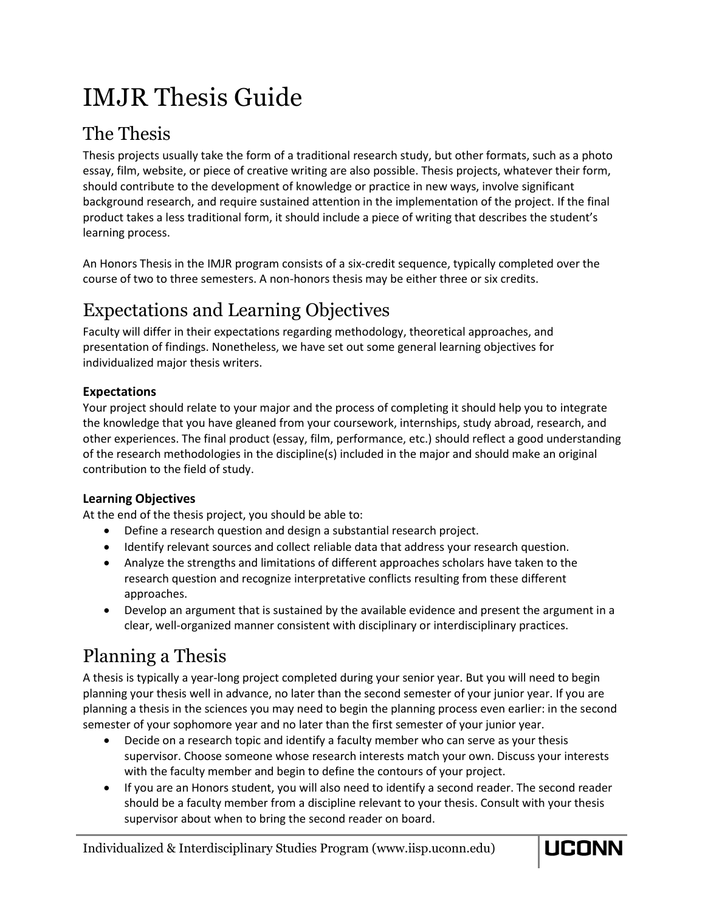# IMJR Thesis Guide

## The Thesis

Thesis projects usually take the form of a traditional research study, but other formats, such as a photo essay, film, website, or piece of creative writing are also possible. Thesis projects, whatever their form, should contribute to the development of knowledge or practice in new ways, involve significant background research, and require sustained attention in the implementation of the project. If the final product takes a less traditional form, it should include a piece of writing that describes the student's learning process.

An Honors Thesis in the IMJR program consists of a six-credit sequence, typically completed over the course of two to three semesters. A non-honors thesis may be either three or six credits.

## Expectations and Learning Objectives

Faculty will differ in their expectations regarding methodology, theoretical approaches, and presentation of findings. Nonetheless, we have set out some general learning objectives for individualized major thesis writers.

### Expectations

Your project should relate to your major and the process of completing it should help you to integrate the knowledge that you have gleaned from your coursework, internships, study abroad, research, and other experiences. The final product (essay, film, performance, etc.) should reflect a good understanding of the research methodologies in the discipline(s) included in the major and should make an original contribution to the field of study.

### Learning Objectives

At the end of the thesis project, you should be able to:

- Define a research question and design a substantial research project.
- Identify relevant sources and collect reliable data that address your research question.
- Analyze the strengths and limitations of different approaches scholars have taken to the research question and recognize interpretative conflicts resulting from these different approaches.
- Develop an argument that is sustained by the available evidence and present the argument in a clear, well-organized manner consistent with disciplinary or interdisciplinary practices.

## Planning a Thesis

A thesis is typically a year-long project completed during your senior year. But you will need to begin planning your thesis well in advance, no later than the second semester of your junior year. If you are planning a thesis in the sciences you may need to begin the planning process even earlier: in the second semester of your sophomore year and no later than the first semester of your junior year.

- Decide on a research topic and identify a faculty member who can serve as your thesis supervisor. Choose someone whose research interests match your own. Discuss your interests with the faculty member and begin to define the contours of your project.
- If you are an Honors student, you will also need to identify a second reader. The second reader should be a faculty member from a discipline relevant to your thesis. Consult with your thesis supervisor about when to bring the second reader on board.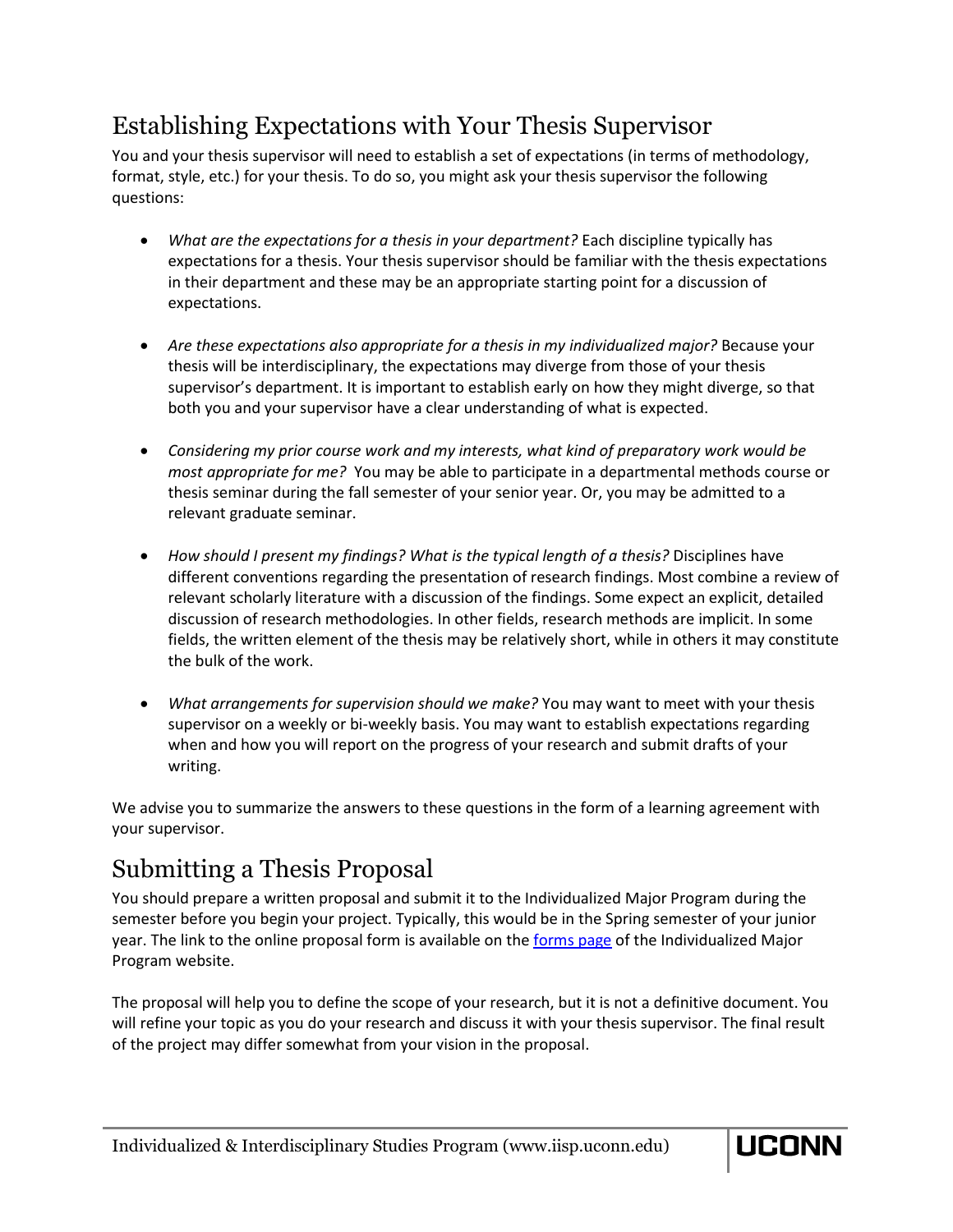## Establishing Expectations with Your Thesis Supervisor

You and your thesis supervisor will need to establish a set of expectations (in terms of methodology, format, style, etc.) for your thesis. To do so, you might ask your thesis supervisor the following questions:

- *What are the expectations for a thesis in your department?* Each discipline typically has expectations for a thesis. Your thesis supervisor should be familiar with the thesis expectations in their department and these may be an appropriate starting point for a discussion of expectations.

- *Are these expectations also appropriate for a thesis in my individualized major?* Because your thesis will be interdisciplinary, the expectations may diverge from those of your thesis supervisor's department. It is important to establish early on how they might diverge, so that both you and your supervisor have a clear understanding of what is expected.

- *Considering my prior course work and my interests, what kind of preparatory work would be most appropriate for me?* You may be able to participate in a departmental methods course or thesis seminar during the fall semester of your senior year. Or, you may be admitted to a relevant graduate seminar.

- *How should I present my findings? What is the typical length of a thesis?* Disciplines have different conventions regarding the presentation of research findings. Most combine a review of relevant scholarly literature with a discussion of the findings. Some expect an explicit, detailed discussion of research methodologies. In other fields, research methods are implicit. In some fields, the written element of the thesis may be relatively short, while in others it may constitute the bulk of the work.

- *What arrangements for supervision should we make?* You may want to meet with your thesis supervisor on a weekly or bi-weekly basis. You may want to establish expectations regarding when and how you will report on the progress of your research and submit drafts of your writing.

We advise you to summarize the answers to these questions in the form of a learning agreement with your supervisor.

## Submitting a Thesis Proposal

You should prepare a written proposal and submit it to the Individualized Major Program during the semester before you begin your project. Typically, this would be in the Spring semester of your junior year. The link to the online proposal form is available on the forms page of the Individualized Major Program website.

The proposal will help you to define the scope of your research, but it is not a definitive document. You will refine your topic as you do your research and discuss it with your thesis supervisor. The final result of the project may differ somewhat from your vision in the proposal.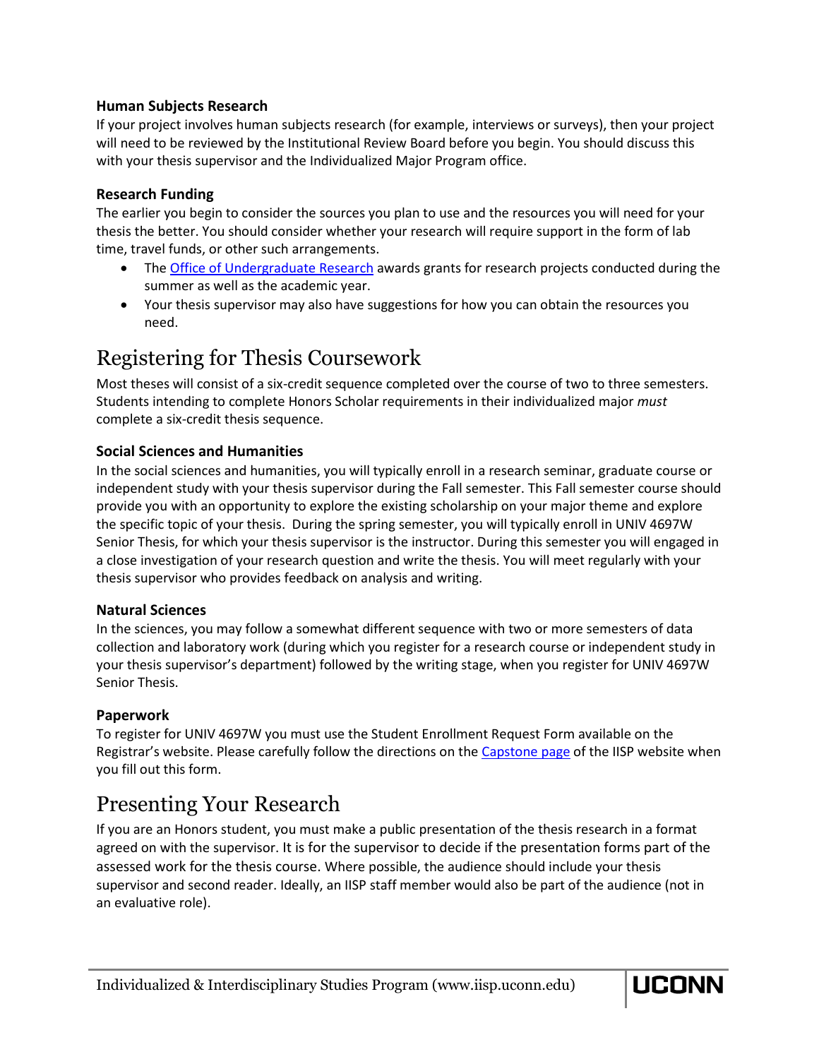### Human Subjects Research

If your project involves human subjects research (for example, interviews or surveys), then your project will need to be reviewed by the Institutional Review Board before you begin. You should discuss this with your thesis supervisor and the Individualized Major Program office.

### Research Funding

The earlier you begin to consider the sources you plan to use and the resources you will need for your thesis the better. You should consider whether your research will require support in the form of lab time, travel funds, or other such arrangements.

- The Office of Undergraduate Research awards grants for research projects conducted during the summer as well as the academic year.
- Your thesis supervisor may also have suggestions for how you can obtain the resources you need.

## Registering for Thesis Coursework

Most theses will consist of a six-credit sequence completed over the course of two to three semesters. Students intending to complete Honors Scholar requirements in their individualized major *must* complete a six-credit thesis sequence.

### Social Sciences and Humanities

In the social sciences and humanities, you will typically enroll in a research seminar, graduate course or independent study with your thesis supervisor during the Fall semester. This Fall semester course should provide you with an opportunity to explore the existing scholarship on your major theme and explore the specific topic of your thesis. During the spring semester, you will typically enroll in UNIV 4697W Senior Thesis, for which your thesis supervisor is the instructor. During this semester you will engaged in a close investigation of your research question and write the thesis. You will meet regularly with your thesis supervisor who provides feedback on analysis and writing.

### Natural Sciences

In the sciences, you may follow a somewhat different sequence with two or more semesters of data collection and laboratory work (during which you register for a research course or independent study in your thesis supervisor's department) followed by the writing stage, when you register for UNIV 4697W Senior Thesis.

### Paperwork

To register for UNIV 4697W you must use the Student Enrollment Request Form available on the Registrar's website. Please carefully follow the directions on the Capstone page of the IISP website when you fill out this form.

## Presenting Your Research

If you are an Honors student, you must make a public presentation of the thesis research in a format agreed on with the supervisor. It is for the supervisor to decide if the presentation forms part of the assessed work for the thesis course. Where possible, the audience should include your thesis supervisor and second reader. Ideally, an IISP staff member would also be part of the audience (not in an evaluative role).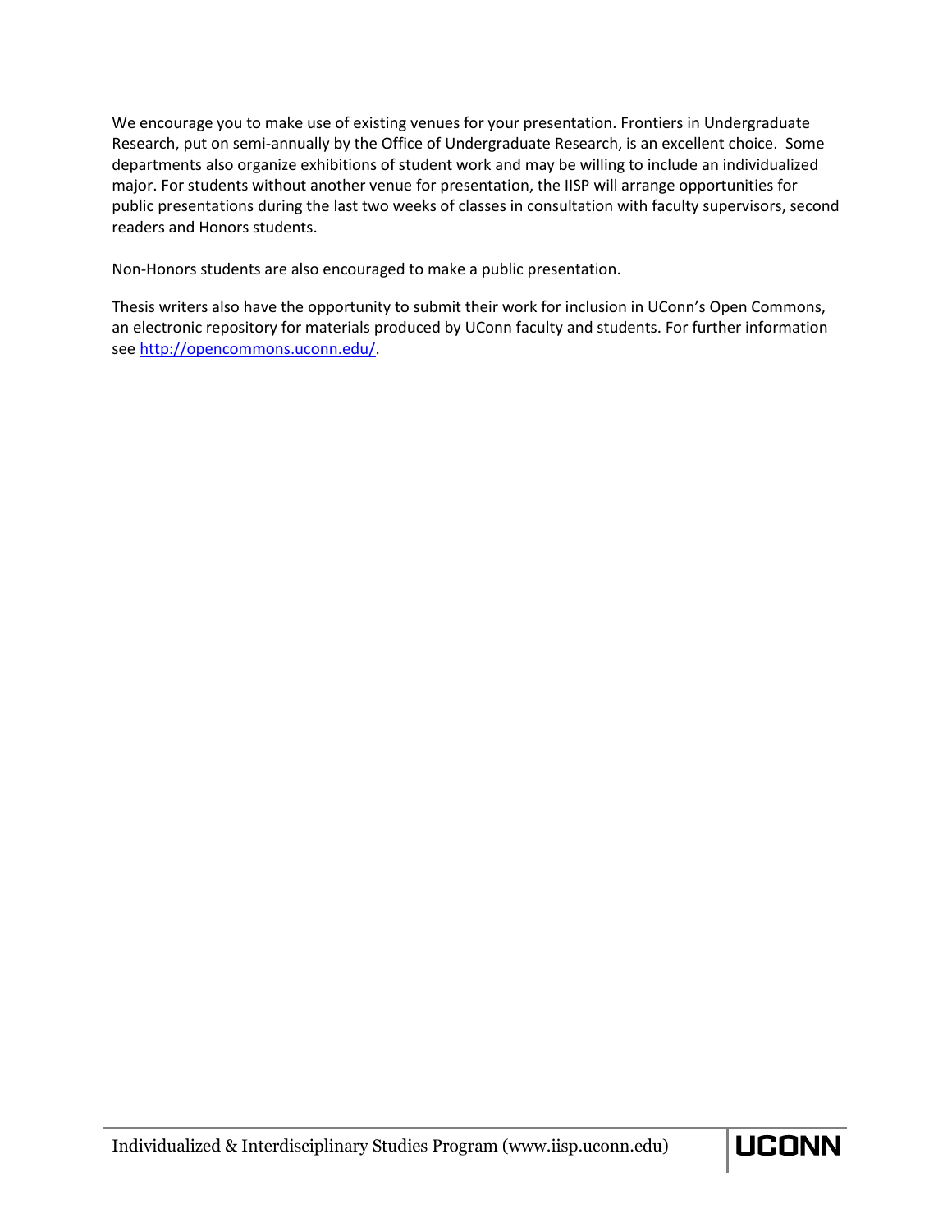We encourage you to make use of existing venues for your presentation. Frontiers in Undergraduate Research, put on semi-annually by the Office of Undergraduate Research, is an excellent choice. Some departments also organize exhibitions of student work and may be willing to include an individualized major. For students without another venue for presentation, the IISP will arrange opportunities for public presentations during the last two weeks of classes in consultation with faculty supervisors, second readers and Honors students.

Non-Honors students are also encouraged to make a public presentation.

Thesis writers also have the opportunity to submit their work for inclusion in UConn's Open Commons, an electronic repository for materials produced by UConn faculty and students. For further information see [http://opencommons.uconn.edu/](http://opencommons.uconn.edu/).